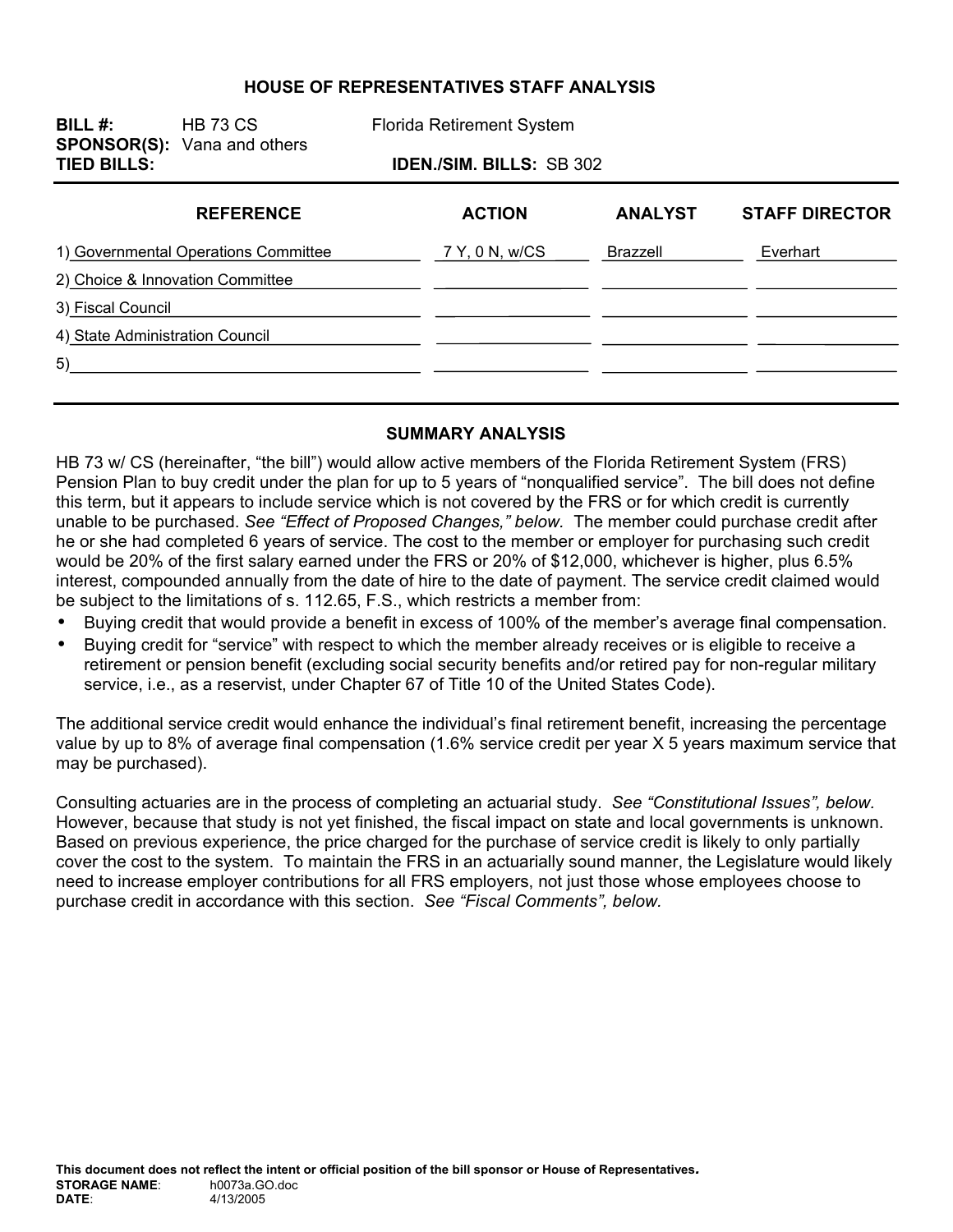# HOUSE OF REPRESENTATIVES STAFF ANALYSIS

**BILL #:** HB 73 CS Florida Retirement System
**SPONSOR(S):** Vana and others
**TIED BILLS:** **IDEN./SIM. BILLS:** SB 302

| REFERENCE | ACTION | ANALYST | STAFF DIRECTOR |
|---|---|---|---|
| 1) Governmental Operations Committee | 7 Y, 0 N, w/CS | Brazzell | Everhart |
| 2) Choice & Innovation Committee | | | |
| 3) Fiscal Council | | | |
| 4) State Administration Council | | | |
| 5) | | | |

## SUMMARY ANALYSIS

HB 73 w/ CS (hereinafter, "the bill") would allow active members of the Florida Retirement System (FRS) Pension Plan to buy credit under the plan for up to 5 years of "nonqualified service". The bill does not define this term, but it appears to include service which is not covered by the FRS or for which credit is currently unable to be purchased. *See "Effect of Proposed Changes," below.* The member could purchase credit after he or she had completed 6 years of service. The cost to the member or employer for purchasing such credit would be 20% of the first salary earned under the FRS or 20% of $12,000, whichever is higher, plus 6.5% interest, compounded annually from the date of hire to the date of payment. The service credit claimed would be subject to the limitations of s. 112.65, F.S., which restricts a member from:

- Buying credit that would provide a benefit in excess of 100% of the member's average final compensation.
- Buying credit for "service" with respect to which the member already receives or is eligible to receive a retirement or pension benefit (excluding social security benefits and/or retired pay for non-regular military service, i.e., as a reservist, under Chapter 67 of Title 10 of the United States Code).

The additional service credit would enhance the individual's final retirement benefit, increasing the percentage value by up to 8% of average final compensation (1.6% service credit per year X 5 years maximum service that may be purchased).

Consulting actuaries are in the process of completing an actuarial study. *See "Constitutional Issues", below.* However, because that study is not yet finished, the fiscal impact on state and local governments is unknown. Based on previous experience, the price charged for the purchase of service credit is likely to only partially cover the cost to the system. To maintain the FRS in an actuarially sound manner, the Legislature would likely need to increase employer contributions for all FRS employers, not just those whose employees choose to purchase credit in accordance with this section. *See "Fiscal Comments", below.*

**This document does not reflect the intent or official position of the bill sponsor or House of Representatives.**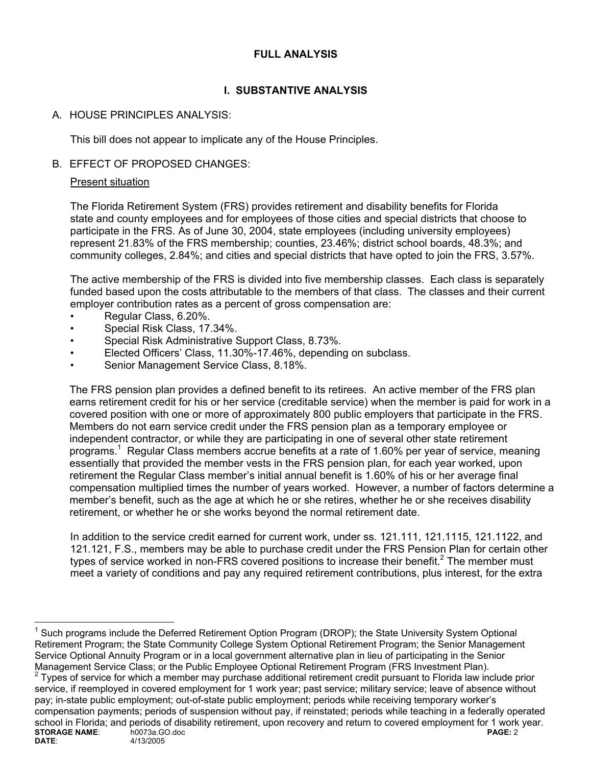## FULL ANALYSIS

## I. SUBSTANTIVE ANALYSIS

### A. HOUSE PRINCIPLES ANALYSIS:

This bill does not appear to implicate any of the House Principles.

### B. EFFECT OF PROPOSED CHANGES:

Present situation

The Florida Retirement System (FRS) provides retirement and disability benefits for Florida state and county employees and for employees of those cities and special districts that choose to participate in the FRS. As of June 30, 2004, state employees (including university employees) represent 21.83% of the FRS membership; counties, 23.46%; district school boards, 48.3%; and community colleges, 2.84%; and cities and special districts that have opted to join the FRS, 3.57%.

The active membership of the FRS is divided into five membership classes. Each class is separately funded based upon the costs attributable to the members of that class. The classes and their current employer contribution rates as a percent of gross compensation are:

- Regular Class, 6.20%.
- Special Risk Class, 17.34%.
- Special Risk Administrative Support Class, 8.73%.
- Elected Officers' Class, 11.30%-17.46%, depending on subclass.
- Senior Management Service Class, 8.18%.

The FRS pension plan provides a defined benefit to its retirees. An active member of the FRS plan earns retirement credit for his or her service (creditable service) when the member is paid for work in a covered position with one or more of approximately 800 public employers that participate in the FRS. Members do not earn service credit under the FRS pension plan as a temporary employee or independent contractor, or while they are participating in one of several other state retirement programs.[1] Regular Class members accrue benefits at a rate of 1.60% per year of service, meaning essentially that provided the member vests in the FRS pension plan, for each year worked, upon retirement the Regular Class member's initial annual benefit is 1.60% of his or her average final compensation multiplied times the number of years worked. However, a number of factors determine a member's benefit, such as the age at which he or she retires, whether he or she receives disability retirement, or whether he or she works beyond the normal retirement date.

In addition to the service credit earned for current work, under ss. 121.111, 121.1115, 121.1122, and 121.121, F.S., members may be able to purchase credit under the FRS Pension Plan for certain other types of service worked in non-FRS covered positions to increase their benefit.[2] The member must meet a variety of conditions and pay any required retirement contributions, plus interest, for the extra

---

[1] Such programs include the Deferred Retirement Option Program (DROP); the State University System Optional Retirement Program; the State Community College System Optional Retirement Program; the Senior Management Service Optional Annuity Program or in a local government alternative plan in lieu of participating in the Senior Management Service Class; or the Public Employee Optional Retirement Program (FRS Investment Plan).

[2] Types of service for which a member may purchase additional retirement credit pursuant to Florida law include prior service, if reemployed in covered employment for 1 work year; past service; military service; leave of absence without pay; in-state public employment; out-of-state public employment; periods while receiving temporary worker's compensation payments; periods of suspension without pay, if reinstated; periods while teaching in a federally operated school in Florida; and periods of disability retirement, upon recovery and return to covered employment for 1 work year.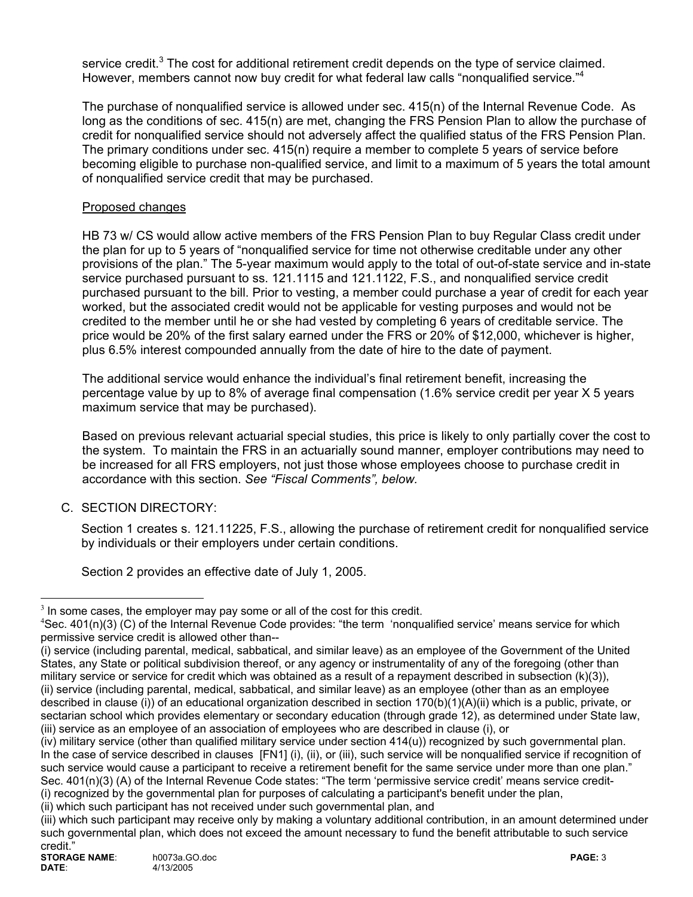service credit.[3] The cost for additional retirement credit depends on the type of service claimed. However, members cannot now buy credit for what federal law calls "nonqualified service."[4]

The purchase of nonqualified service is allowed under sec. 415(n) of the Internal Revenue Code. As long as the conditions of sec. 415(n) are met, changing the FRS Pension Plan to allow the purchase of credit for nonqualified service should not adversely affect the qualified status of the FRS Pension Plan. The primary conditions under sec. 415(n) require a member to complete 5 years of service before becoming eligible to purchase non-qualified service, and limit to a maximum of 5 years the total amount of nonqualified service credit that may be purchased.

Proposed changes

HB 73 w/ CS would allow active members of the FRS Pension Plan to buy Regular Class credit under the plan for up to 5 years of "nonqualified service for time not otherwise creditable under any other provisions of the plan." The 5-year maximum would apply to the total of out-of-state service and in-state service purchased pursuant to ss. 121.1115 and 121.1122, F.S., and nonqualified service credit purchased pursuant to the bill. Prior to vesting, a member could purchase a year of credit for each year worked, but the associated credit would not be applicable for vesting purposes and would not be credited to the member until he or she had vested by completing 6 years of creditable service. The price would be 20% of the first salary earned under the FRS or 20% of $12,000, whichever is higher, plus 6.5% interest compounded annually from the date of hire to the date of payment.

The additional service would enhance the individual's final retirement benefit, increasing the percentage value by up to 8% of average final compensation (1.6% service credit per year X 5 years maximum service that may be purchased).

Based on previous relevant actuarial special studies, this price is likely to only partially cover the cost to the system. To maintain the FRS in an actuarially sound manner, employer contributions may need to be increased for all FRS employers, not just those whose employees choose to purchase credit in accordance with this section. *See "Fiscal Comments", below.*

C. SECTION DIRECTORY:

Section 1 creates s. 121.11225, F.S., allowing the purchase of retirement credit for nonqualified service by individuals or their employers under certain conditions.

Section 2 provides an effective date of July 1, 2005.

---

[3] In some cases, the employer may pay some or all of the cost for this credit.

[4] Sec. 401(n)(3) (C) of the Internal Revenue Code provides: "the term 'nonqualified service' means service for which permissive service credit is allowed other than--
(i) service (including parental, medical, sabbatical, and similar leave) as an employee of the Government of the United States, any State or political subdivision thereof, or any agency or instrumentality of any of the foregoing (other than military service or service for credit which was obtained as a result of a repayment described in subsection (k)(3)),
(ii) service (including parental, medical, sabbatical, and similar leave) as an employee (other than as an employee described in clause (i)) of an educational organization described in section 170(b)(1)(A)(ii) which is a public, private, or sectarian school which provides elementary or secondary education (through grade 12), as determined under State law,
(iii) service as an employee of an association of employees who are described in clause (i), or
(iv) military service (other than qualified military service under section 414(u)) recognized by such governmental plan.
In the case of service described in clauses [FN1] (i), (ii), or (iii), such service will be nonqualified service if recognition of such service would cause a participant to receive a retirement benefit for the same service under more than one plan."
Sec. 401(n)(3) (A) of the Internal Revenue Code states: "The term 'permissive service credit' means service credit-
(i) recognized by the governmental plan for purposes of calculating a participant's benefit under the plan,
(ii) which such participant has not received under such governmental plan, and
(iii) which such participant may receive only by making a voluntary additional contribution, in an amount determined under such governmental plan, which does not exceed the amount necessary to fund the benefit attributable to such service credit."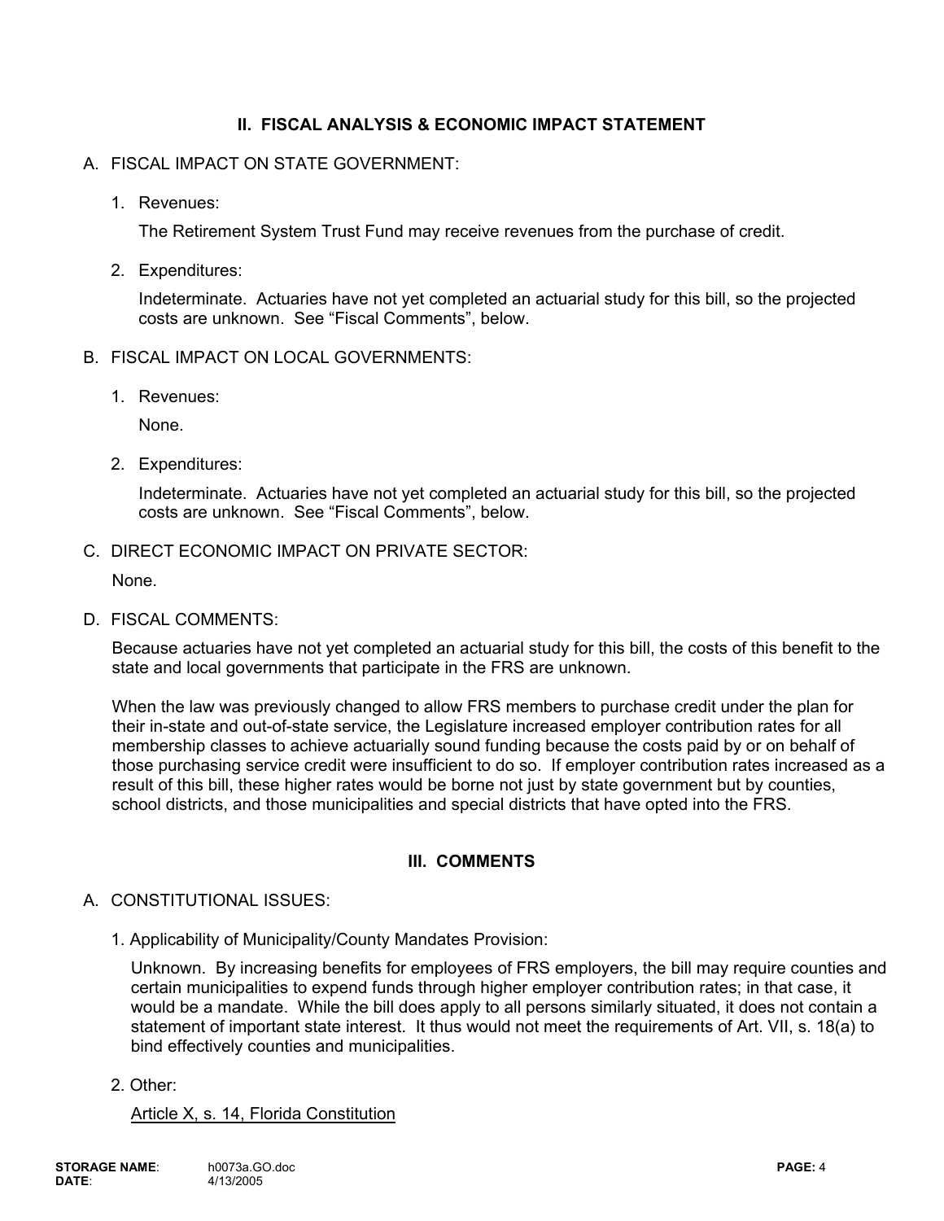## II. FISCAL ANALYSIS & ECONOMIC IMPACT STATEMENT

A. FISCAL IMPACT ON STATE GOVERNMENT:

1. Revenues:

   The Retirement System Trust Fund may receive revenues from the purchase of credit.

2. Expenditures:

   Indeterminate. Actuaries have not yet completed an actuarial study for this bill, so the projected costs are unknown. See "Fiscal Comments", below.

B. FISCAL IMPACT ON LOCAL GOVERNMENTS:

1. Revenues:

   None.

2. Expenditures:

   Indeterminate. Actuaries have not yet completed an actuarial study for this bill, so the projected costs are unknown. See "Fiscal Comments", below.

C. DIRECT ECONOMIC IMPACT ON PRIVATE SECTOR:

None.

D. FISCAL COMMENTS:

Because actuaries have not yet completed an actuarial study for this bill, the costs of this benefit to the state and local governments that participate in the FRS are unknown.

When the law was previously changed to allow FRS members to purchase credit under the plan for their in-state and out-of-state service, the Legislature increased employer contribution rates for all membership classes to achieve actuarially sound funding because the costs paid by or on behalf of those purchasing service credit were insufficient to do so. If employer contribution rates increased as a result of this bill, these higher rates would be borne not just by state government but by counties, school districts, and those municipalities and special districts that have opted into the FRS.

## III. COMMENTS

A. CONSTITUTIONAL ISSUES:

1. Applicability of Municipality/County Mandates Provision:

   Unknown. By increasing benefits for employees of FRS employers, the bill may require counties and certain municipalities to expend funds through higher employer contribution rates; in that case, it would be a mandate. While the bill does apply to all persons similarly situated, it does not contain a statement of important state interest. It thus would not meet the requirements of Art. VII, s. 18(a) to bind effectively counties and municipalities.

2. Other:

   Article X, s. 14, Florida Constitution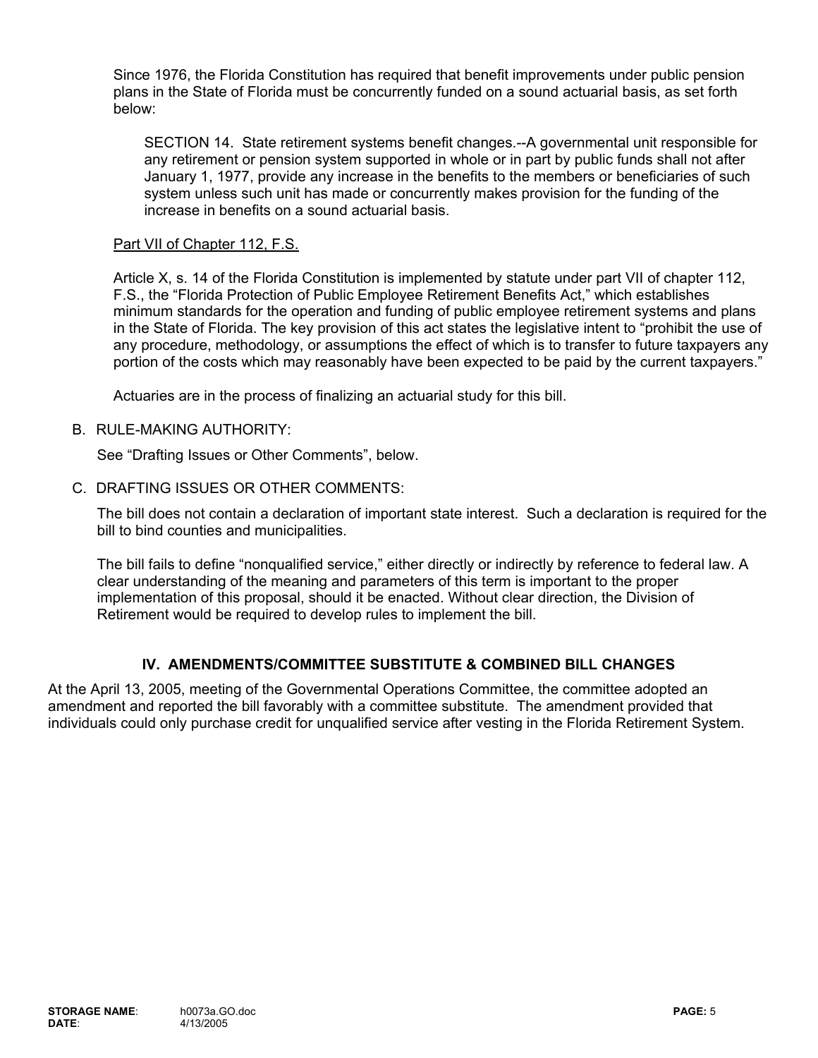Since 1976, the Florida Constitution has required that benefit improvements under public pension plans in the State of Florida must be concurrently funded on a sound actuarial basis, as set forth below:

> SECTION 14. State retirement systems benefit changes.--A governmental unit responsible for any retirement or pension system supported in whole or in part by public funds shall not after January 1, 1977, provide any increase in the benefits to the members or beneficiaries of such system unless such unit has made or concurrently makes provision for the funding of the increase in benefits on a sound actuarial basis.

Part VII of Chapter 112, F.S.

Article X, s. 14 of the Florida Constitution is implemented by statute under part VII of chapter 112, F.S., the "Florida Protection of Public Employee Retirement Benefits Act," which establishes minimum standards for the operation and funding of public employee retirement systems and plans in the State of Florida. The key provision of this act states the legislative intent to "prohibit the use of any procedure, methodology, or assumptions the effect of which is to transfer to future taxpayers any portion of the costs which may reasonably have been expected to be paid by the current taxpayers."

Actuaries are in the process of finalizing an actuarial study for this bill.

B. RULE-MAKING AUTHORITY:

See "Drafting Issues or Other Comments", below.

C. DRAFTING ISSUES OR OTHER COMMENTS:

The bill does not contain a declaration of important state interest. Such a declaration is required for the bill to bind counties and municipalities.

The bill fails to define "nonqualified service," either directly or indirectly by reference to federal law. A clear understanding of the meaning and parameters of this term is important to the proper implementation of this proposal, should it be enacted. Without clear direction, the Division of Retirement would be required to develop rules to implement the bill.

## IV. AMENDMENTS/COMMITTEE SUBSTITUTE & COMBINED BILL CHANGES

At the April 13, 2005, meeting of the Governmental Operations Committee, the committee adopted an amendment and reported the bill favorably with a committee substitute. The amendment provided that individuals could only purchase credit for unqualified service after vesting in the Florida Retirement System.